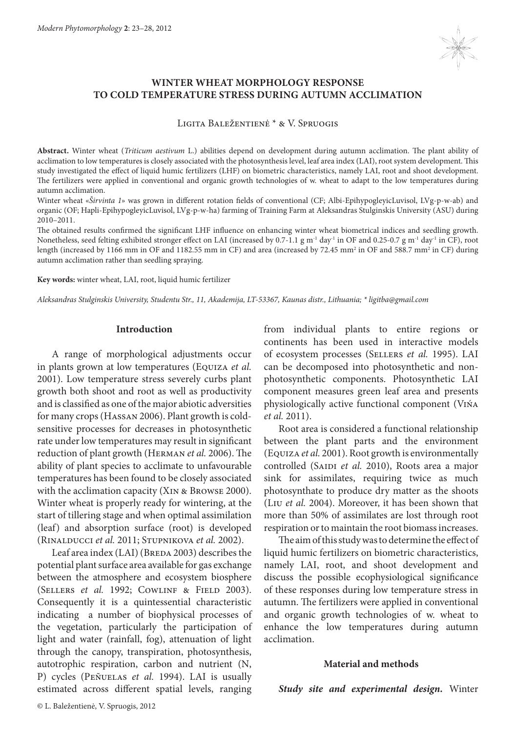# WINTER WHEAT MORPHOLOGY RESPONSE TO COLD TEMPERATURE STRESS DURING AUTUMN ACCLIMATION

Ligita Baležentienė * & V. Spruogis

**Abstract.** Winter wheat (*Triticum aestivum* L.) abilities depend on development during autumn acclimation. The plant ability of acclimation to low temperatures is closely associated with the photosynthesis level, leaf area index (LAI), root system development. This study investigated the effect of liquid humic fertilizers (LHF) on biometric characteristics, namely LAI, root and shoot development. The fertilizers were applied in conventional and organic growth technologies of w. wheat to adapt to the low temperatures during autumn acclimation.

Winter wheat «*Širvinta 1*» was grown in different rotation fields of conventional (CF; Albi-EpihypogleyicLuvisol, LVg-p-w-ab) and organic (OF; Hapli-EpihypogleyicLuvisol, LVg-p-w-ha) farming of Training Farm at Aleksandras Stulginskis University (ASU) during 2010–2011.

The obtained results confirmed the significant LHF influence on enhancing winter wheat biometrical indices and seedling growth. Nonetheless, seed felting exhibited stronger effect on LAI (increased by 0.7-1.1 g $m^{-1}$ $day^{-1}$ in OF and 0.25-0.7 g $m^{-1}$ $day^{-1}$ in CF), root length (increased by 1166 mm in OF and 1182.55 mm in CF) and area (increased by 72.45 $mm^2$ in OF and 588.7 $mm^2$ in CF) during autumn acclimation rather than seedling spraying.

**Key words:** winter wheat, LAI, root, liquid humic fertilizer

*Aleksandras Stulginskis University, Studentu Str., 11, Akademija, LT-53367, Kaunas distr., Lithuania; * ligitba@gmail.com*

## Introduction

A range of morphological adjustments occur in plants grown at low temperatures (Equiza *et al.* 2001). Low temperature stress severely curbs plant growth both shoot and root as well as productivity and is classified as one of the major abiotic adversities for many crops (Hassan 2006). Plant growth is cold-sensitive processes for decreases in photosynthetic rate under low temperatures may result in significant reduction of plant growth (Herman *et al.* 2006). The ability of plant species to acclimate to unfavourable temperatures has been found to be closely associated with the acclimation capacity (Xin & Browse 2000). Winter wheat is properly ready for wintering, at the start of tillering stage and when optimal assimilation (leaf) and absorption surface (root) is developed (Rinalducci *et al.* 2011; Stupnikova *et al.* 2002).

Leaf area index (LAI) (Breda 2003) describes the potential plant surface area available for gas exchange between the atmosphere and ecosystem biosphere (Sellers *et al.* 1992; Cowlinf & Field 2003). Consequently it is a quintessential characteristic indicating a number of biophysical processes of the vegetation, particularly the participation of light and water (rainfall, fog), attenuation of light through the canopy, transpiration, photosynthesis, autotrophic respiration, carbon and nutrient (N, P) cycles (Peñuelas *et al.* 1994). LAI is usually estimated across different spatial levels, ranging from individual plants to entire regions or continents has been used in interactive models of ecosystem processes (Sellers *et al.* 1995). LAI can be decomposed into photosynthetic and non-photosynthetic components. Photosynthetic LAI component measures green leaf area and presents physiologically active functional component (Viña *et al.* 2011).

Root area is considered a functional relationship between the plant parts and the environment (Equiza *et al.* 2001). Root growth is environmentally controlled (Saidi *et al.* 2010), Roots area a major sink for assimilates, requiring twice as much photosynthate to produce dry matter as the shoots (Liu *et al.* 2004). Moreover, it has been shown that more than 50% of assimilates are lost through root respiration or to maintain the root biomass increases.

The aim of this study was to determine the effect of liquid humic fertilizers on biometric characteristics, namely LAI, root, and shoot development and discuss the possible ecophysiological significance of these responses during low temperature stress in autumn. The fertilizers were applied in conventional and organic growth technologies of w. wheat to enhance the low temperatures during autumn acclimation.

## Material and methods

***Study site and experimental design.*** Winter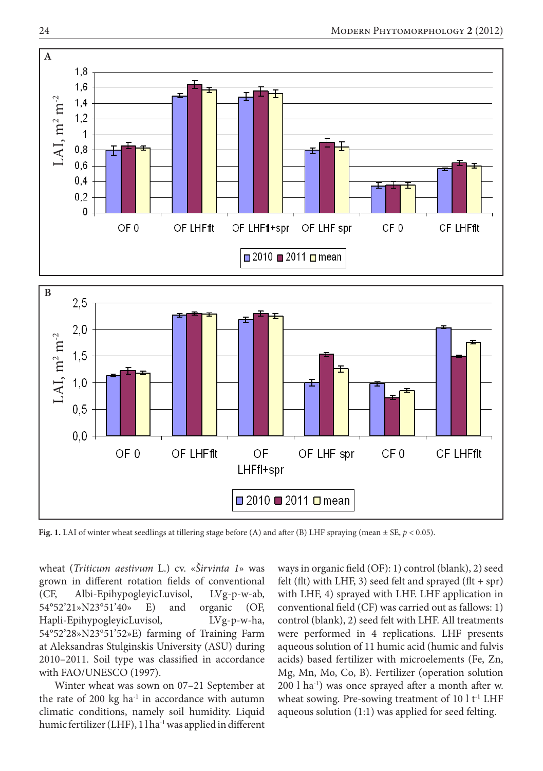**Fig. 1.** LAI of winter wheat seedlings at tillering stage before (A) and after (B) LHF spraying (mean ± SE, $p < 0.05$).

wheat (*Triticum aestivum* L.) cv. «*Širvinta 1*» was grown in different rotation fields of conventional (CF, Albi-EpihypogleyicLuvisol, LVg-p-w-ab, 54°52'21»N23°51'40» E) and organic (OF, Hapli-EpihypogleyicLuvisol, LVg-p-w-ha, 54°52'28»N23°51'52»E) farming of Training Farm at Aleksandras Stulginskis University (ASU) during 2010–2011. Soil type was classified in accordance with FAO/UNESCO (1997).

Winter wheat was sown on 07–21 September at the rate of 200 kg ha$^{-1}$ in accordance with autumn climatic conditions, namely soil humidity. Liquid humic fertilizer (LHF), 1 l ha$^{-1}$ was applied in different ways in organic field (OF): 1) control (blank), 2) seed felt (flt) with LHF, 3) seed felt and sprayed (flt + spr) with LHF, 4) sprayed with LHF. LHF application in conventional field (CF) was carried out as fallows: 1) control (blank), 2) seed felt with LHF. All treatments were performed in 4 replications. LHF presents aqueous solution of 11 humic acid (humic and fulvis acids) based fertilizer with microelements (Fe, Zn, Mg, Mn, Mo, Co, B). Fertilizer (operation solution 200 l ha$^{-1}$) was once sprayed after a month after w. wheat sowing. Pre-sowing treatment of 10 l t$^{-1}$ LHF aqueous solution (1:1) was applied for seed felting.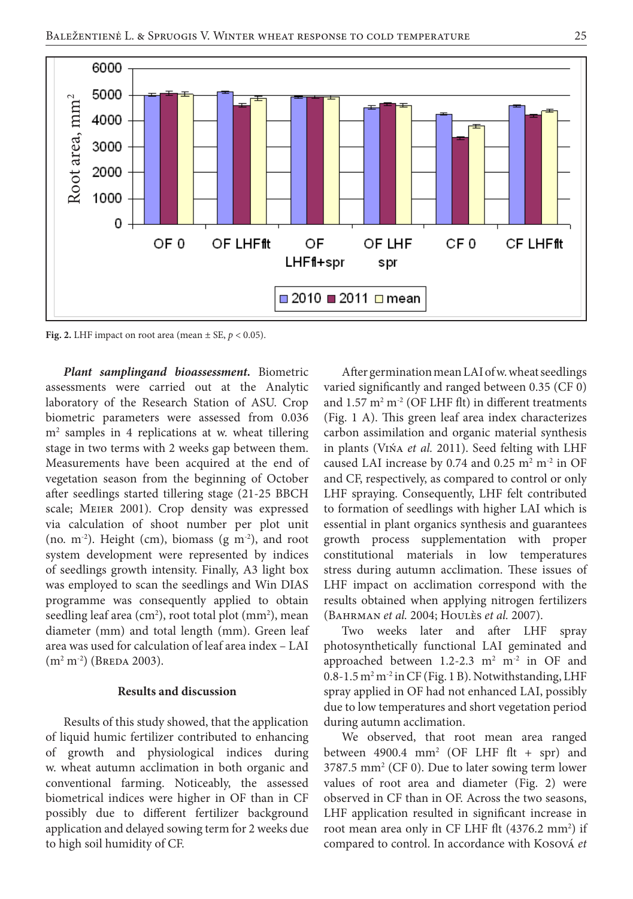Fig. 2. LHF impact on root area (mean ± SE, $p < 0.05$).

***Plant samplingand bioassessment.*** Biometric assessments were carried out at the Analytic laboratory of the Research Station of ASU. Crop biometric parameters were assessed from 0.036 $m^2$ samples in 4 replications at w. wheat tillering stage in two terms with 2 weeks gap between them. Measurements have been acquired at the end of vegetation season from the beginning of October after seedlings started tillering stage (21-25 BBCH scale; Meier 2001). Crop density was expressed via calculation of shoot number per plot unit (no. $m^{-2}$). Height (cm), biomass (g $m^{-2}$), and root system development were represented by indices of seedlings growth intensity. Finally, A3 light box was employed to scan the seedlings and Win DIAS programme was consequently applied to obtain seedling leaf area ($cm^2$), root total plot ($mm^2$), mean diameter (mm) and total length (mm). Green leaf area was used for calculation of leaf area index – LAI ($m^2$ $m^{-2}$) (Breda 2003).

## Results and discussion

Results of this study showed, that the application of liquid humic fertilizer contributed to enhancing of growth and physiological indices during w. wheat autumn acclimation in both organic and conventional farming. Noticeably, the assessed biometrical indices were higher in OF than in CF possibly due to different fertilizer background application and delayed sowing term for 2 weeks due to high soil humidity of CF.

After germination mean LAI of w. wheat seedlings varied significantly and ranged between 0.35 (CF 0) and 1.57 $m^2$ $m^{-2}$ (OF LHF flt) in different treatments (Fig. 1 A). This green leaf area index characterizes carbon assimilation and organic material synthesis in plants (Vińa *et al.* 2011). Seed felting with LHF caused LAI increase by 0.74 and 0.25 $m^2$ $m^{-2}$ in OF and CF, respectively, as compared to control or only LHF spraying. Consequently, LHF felt contributed to formation of seedlings with higher LAI which is essential in plant organics synthesis and guarantees growth process supplementation with proper constitutional materials in low temperatures stress during autumn acclimation. These issues of LHF impact on acclimation correspond with the results obtained when applying nitrogen fertilizers (Bahrman *et al.* 2004; Houlès *et al.* 2007).

Two weeks later and after LHF spray photosynthetically functional LAI geminated and approached between 1.2-2.3 $m^2$ $m^{-2}$ in OF and 0.8-1.5 $m^2$ $m^{-2}$ in CF (Fig. 1 B). Notwithstanding, LHF spray applied in OF had not enhanced LAI, possibly due to low temperatures and short vegetation period during autumn acclimation.

We observed, that root mean area ranged between 4900.4 $mm^2$ (OF LHF flt + spr) and 3787.5 $mm^2$ (CF 0). Due to later sowing term lower values of root area and diameter (Fig. 2) were observed in CF than in OF. Across the two seasons, LHF application resulted in significant increase in root mean area only in CF LHF flt (4376.2 $mm^2$) if compared to control. In accordance with Kosová *et*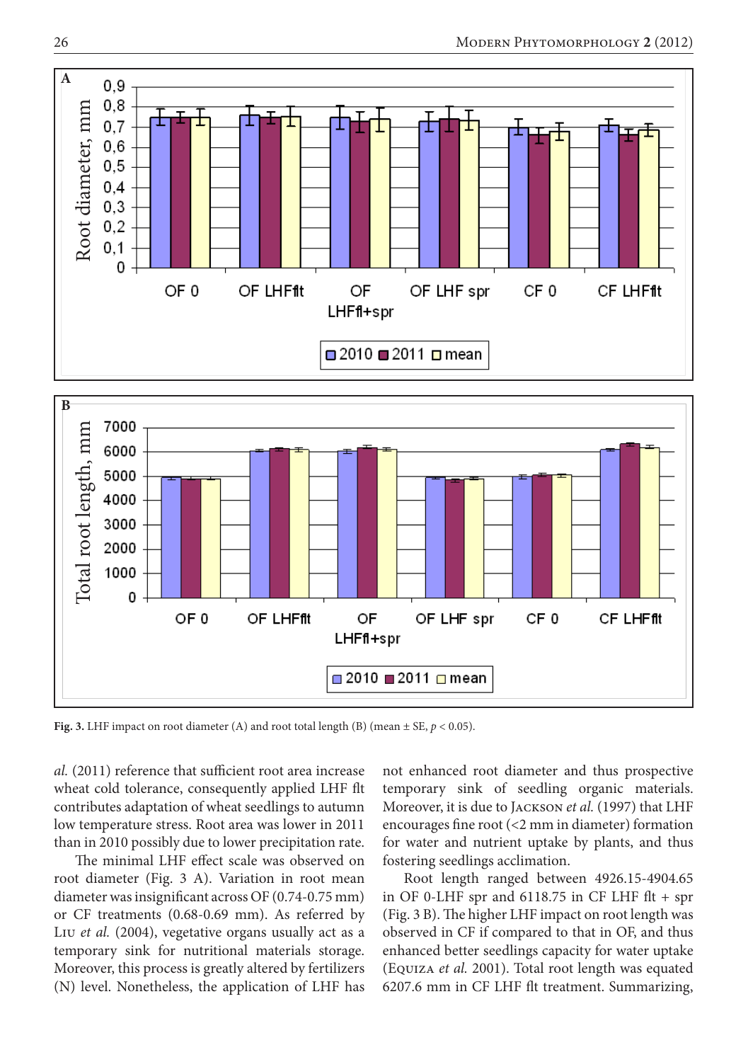**Fig. 3.** LHF impact on root diameter (A) and root total length (B) (mean ± SE, $p < 0.05$).

*al.* (2011) reference that sufficient root area increase wheat cold tolerance, consequently applied LHF flt contributes adaptation of wheat seedlings to autumn low temperature stress. Root area was lower in 2011 than in 2010 possibly due to lower precipitation rate.

The minimal LHF effect scale was observed on root diameter (Fig. 3 A). Variation in root mean diameter was insignificant across OF (0.74-0.75 mm) or CF treatments (0.68-0.69 mm). As referred by Liu *et al.* (2004), vegetative organs usually act as a temporary sink for nutritional materials storage. Moreover, this process is greatly altered by fertilizers (N) level. Nonetheless, the application of LHF has not enhanced root diameter and thus prospective temporary sink of seedling organic materials. Moreover, it is due to Jackson *et al.* (1997) that LHF encourages fine root (<2 mm in diameter) formation for water and nutrient uptake by plants, and thus fostering seedlings acclimation.

Root length ranged between 4926.15-4904.65 in OF 0-LHF spr and 6118.75 in CF LHF flt + spr (Fig. 3 B). The higher LHF impact on root length was observed in CF if compared to that in OF, and thus enhanced better seedlings capacity for water uptake (Equiza *et al.* 2001). Total root length was equated 6207.6 mm in CF LHF flt treatment. Summarizing,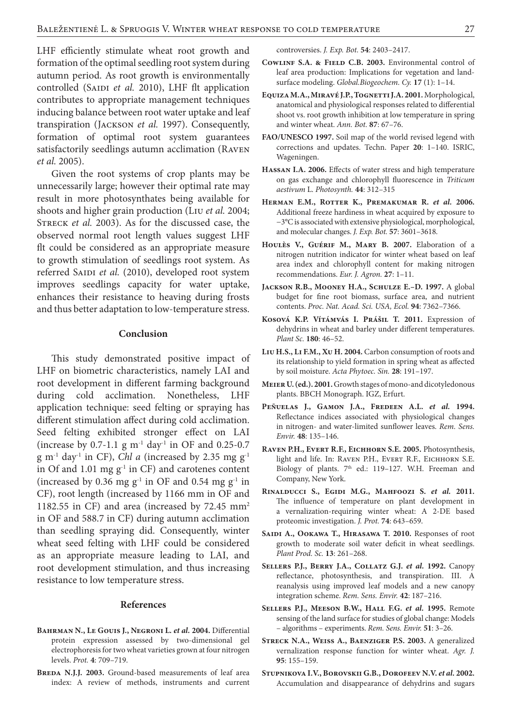LHF efficiently stimulate wheat root growth and formation of the optimal seedling root system during autumn period. As root growth is environmentally controlled (Saidi *et al.* 2010), LHF flt application contributes to appropriate management techniques inducing balance between root water uptake and leaf transpiration (Jackson *et al.* 1997). Consequently, formation of optimal root system guarantees satisfactorily seedlings autumn acclimation (Raven *et al.* 2005).

Given the root systems of crop plants may be unnecessarily large; however their optimal rate may result in more photosynthates being available for shoots and higher grain production (Liu *et al.* 2004; Streck *et al.* 2003). As for the discussed case, the observed normal root length values suggest LHF flt could be considered as an appropriate measure to growth stimulation of seedlings root system. As referred Saidi *et al.* (2010), developed root system improves seedlings capacity for water uptake, enhances their resistance to heaving during frosts and thus better adaptation to low-temperature stress.

## Conclusion

This study demonstrated positive impact of LHF on biometric characteristics, namely LAI and root development in different farming background during cold acclimation. Nonetheless, LHF application technique: seed felting or spraying has different stimulation affect during cold acclimation. Seed felting exhibited stronger effect on LAI (increase by 0.7-1.1 g $m^{-1}$ $day^{-1}$ in OF and 0.25-0.7 g $m^{-1}$ $day^{-1}$ in CF), *Chl a* (increased by 2.35 mg $g^{-1}$ in Of and 1.01 mg $g^{-1}$ in CF) and carotenes content (increased by 0.36 mg $g^{-1}$ in OF and 0.54 mg $g^{-1}$ in CF), root length (increased by 1166 mm in OF and 1182.55 in CF) and area (increased by 72.45 $mm^2$ in OF and 588.7 in CF) during autumn acclimation than seedling spraying did. Consequently, winter wheat seed felting with LHF could be considered as an appropriate measure leading to LAI, and root development stimulation, and thus increasing resistance to low temperature stress.

## References

**Bahrman N., Le Gouis J., Negroni L. *et al.* 2004.** Differential protein expression assessed by two-dimensional gel electrophoresis for two wheat varieties grown at four nitrogen levels. *Prot.* **4**: 709–719.

**Breda N.J.J. 2003.** Ground-based measurements of leaf area index: A review of methods, instruments and current controversies. *J. Exp. Bot.* **54**: 2403–2417.

**Cowlinf S.A. & Field C.B. 2003.** Environmental control of leaf area production: Implications for vegetation and land-surface modeling. *Global.Biogeochem. Cy.* **17** (1): 1–14.

**Equiza M.A., Miravé J.P., Tognetti J.A. 2001.** Morphological, anatomical and physiological responses related to differential shoot vs. root growth inhibition at low temperature in spring and winter wheat. *Ann. Bot.* **87**: 67–76.

**FAO/UNESCO 1997.** Soil map of the world revised legend with corrections and updates. Techn. Paper **20**: 1–140. ISRIC, Wageningen.

**Hassan I.A. 2006.** Effects of water stress and high temperature on gas exchange and chlorophyll fluorescence in *Triticum aestivum* L. *Photosynth.* **44**: 312–315

**Herman E.M., Rotter K., Premakumar R. *et al.* 2006.** Additional freeze hardiness in wheat acquired by exposure to −3°C is associated with extensive physiological, morphological, and molecular changes. *J. Exp. Bot.* **57**: 3601–3618.

**Houlès V., Guérif M., Mary B. 2007.** Elaboration of a nitrogen nutrition indicator for winter wheat based on leaf area index and chlorophyll content for making nitrogen recommendations. *Eur. J. Agron.* **27**: 1–11.

**Jackson R.B., Mooney H.A., Schulze E.–D. 1997.** A global budget for fine root biomass, surface area, and nutrient contents. *Proc. Nat. Acad. Sci. USA, Ecol.* **94**: 7362–7366.

**Kosová K.P. Vítámvás I. Prášil T. 2011.** Expression of dehydrins in wheat and barley under different temperatures. *Plant Sc.* **180**: 46–52.

**Liu H.S., Li F.M., Xu H. 2004.** Carbon consumption of roots and its relationship to yield formation in spring wheat as affected by soil moisture. *Acta Phytoec. Sin.* **28**: 191–197.

**Meier U. (ed.). 2001.** Growth stages of mono-and dicotyledonous plants. BBCH Monograph. IGZ, Erfurt.

**Peñuelas J., Gamon J.A., Fredeen A.L. *et al.* 1994.** Reflectance indices associated with physiological changes in nitrogen- and water-limited sunflower leaves. *Rem. Sens. Envir.* **48**: 135–146.

**Raven P.H., Evert R.F., Eichhorn S.E. 2005.** Photosynthesis, light and life. In: Raven P.H., Evert R.F., Eichhorn S.E. Biology of plants. 7th ed.: 119–127. W.H. Freeman and Company, New York.

**Rinalducci S., Egidi M.G., Mahfoozi S. *et al.* 2011.** The influence of temperature on plant development in a vernalization-requiring winter wheat: A 2-DE based proteomic investigation. *J. Prot.* **74**: 643–659.

**Saidi A., Ookawa T., Hirasawa T. 2010.** Responses of root growth to moderate soil water deficit in wheat seedlings. *Plant Prod. Sc.* **13**: 261–268.

**Sellers P.J., Berry J.A., Collatz G.J. *et al.* 1992.** Canopy reflectance, photosynthesis, and transpiration. III. A reanalysis using improved leaf models and a new canopy integration scheme. *Rem. Sens. Envir.* **42**: 187–216.

**Sellers P.J., Meeson B.W., Hall F.G. *et al.* 1995.** Remote sensing of the land surface for studies of global change: Models – algorithms – experiments. *Rem. Sens. Envir.* **51**: 3–26.

**Streck N.A., Weiss A., Baenziger P.S. 2003.** A generalized vernalization response function for winter wheat. *Agr. J.* **95**: 155–159.

**Stupnikova I.V., Borovskii G.B., Dorofeev N.V. *et al.* 2002.** Accumulation and disappearance of dehydrins and sugars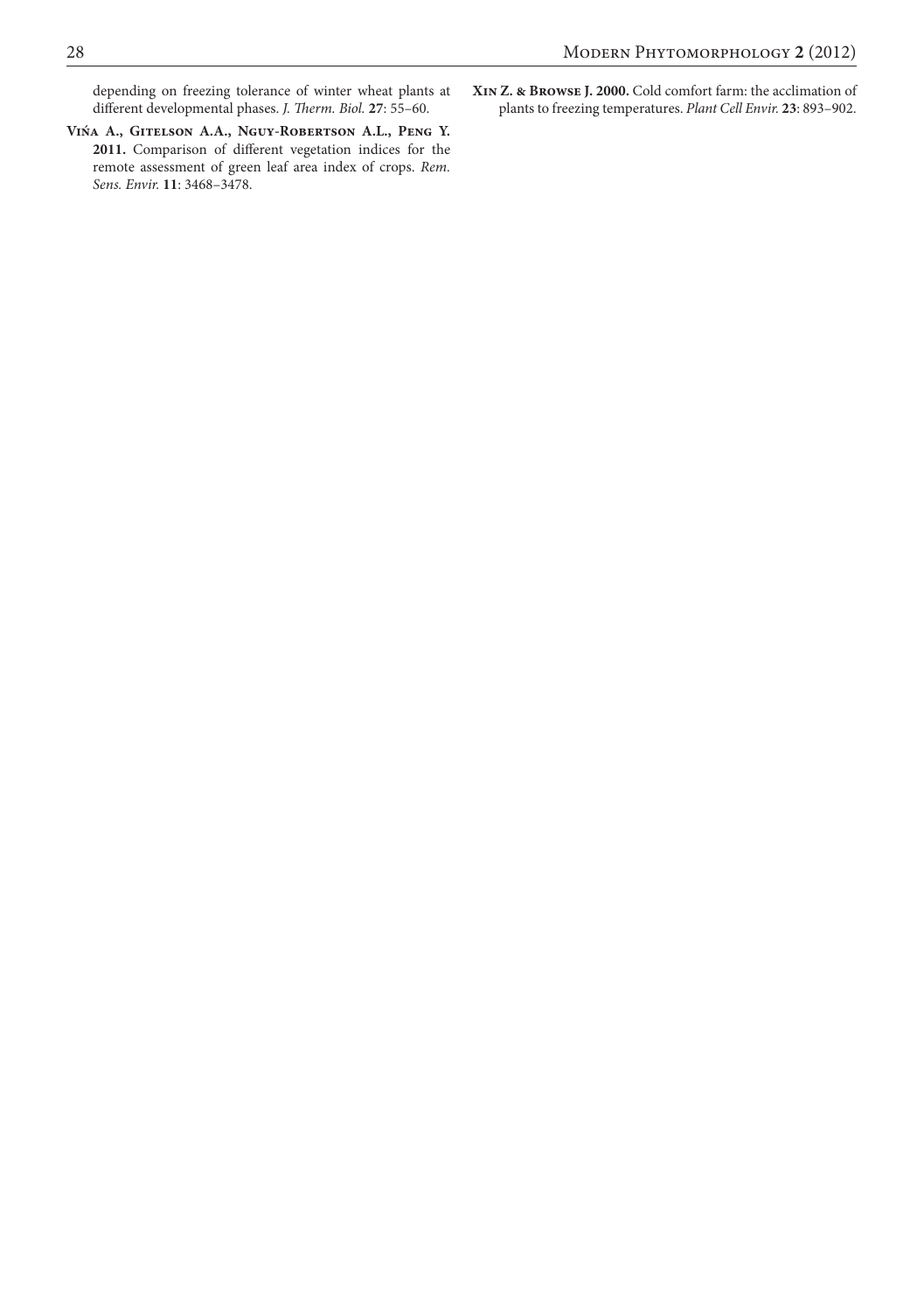depending on freezing tolerance of winter wheat plants at different developmental phases. *J. Therm. Biol.* **27**: 55–60.

**Vińa A., Gitelson A.A., Nguy-Robertson A.L., Peng Y. 2011.** Comparison of different vegetation indices for the remote assessment of green leaf area index of crops. *Rem. Sens. Envir.* **11**: 3468–3478.

**Xin Z. & Browse J. 2000.** Cold comfort farm: the acclimation of plants to freezing temperatures. *Plant Cell Envir.* **23**: 893–902.